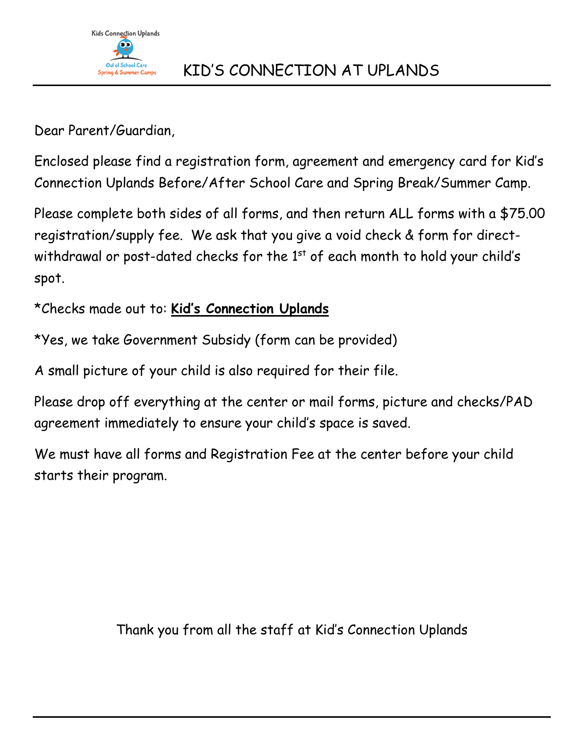Kids Connection Uplands

Out of School Care
Spring & Summer Camps

# KID'S CONNECTION AT UPLANDS

Dear Parent/Guardian,

Enclosed please find a registration form, agreement and emergency card for Kid's Connection Uplands Before/After School Care and Spring Break/Summer Camp.

Please complete both sides of all forms, and then return ALL forms with a $75.00 registration/supply fee. We ask that you give a void check & form for direct-withdrawal or post-dated checks for the 1st of each month to hold your child's spot.

*Checks made out to: **Kid's Connection Uplands**

*Yes, we take Government Subsidy (form can be provided)

A small picture of your child is also required for their file.

Please drop off everything at the center or mail forms, picture and checks/PAD agreement immediately to ensure your child's space is saved.

We must have all forms and Registration Fee at the center before your child starts their program.

Thank you from all the staff at Kid's Connection Uplands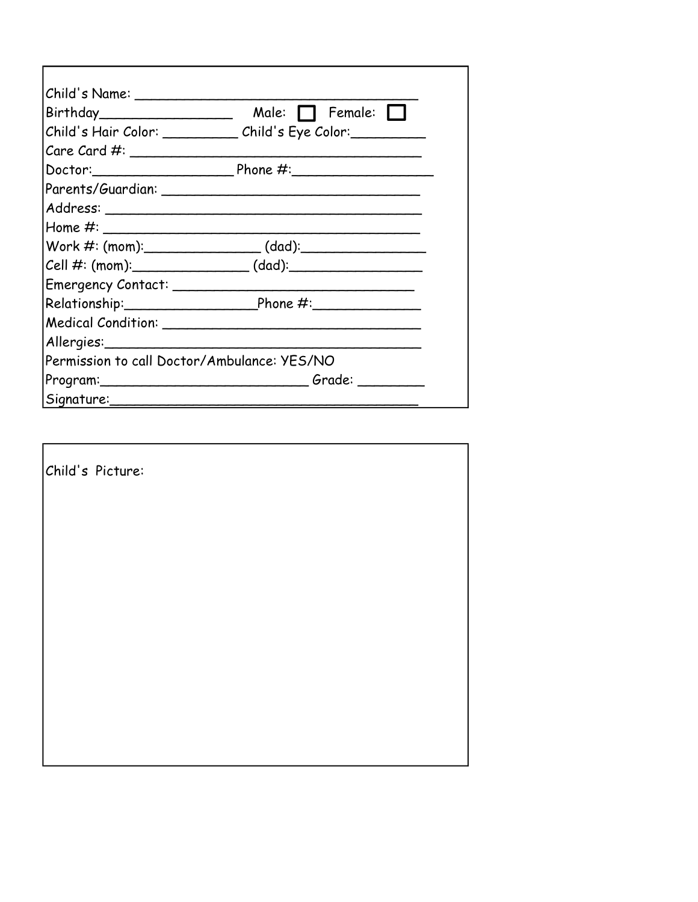Child's Name: ___________________________________

Birthday________________ Male: ☐ Female: ☐

Child's Hair Color: _________ Child's Eye Color:_________

Care Card #: ____________________________________

Doctor:_________________ Phone #:_________________

Parents/Guardian: ________________________________

Address: _______________________________________

Home #: ________________________________________

Work #: (mom):______________ (dad):_______________

Cell #: (mom):______________ (dad):________________

Emergency Contact: ______________________________

Relationship:________________Phone #:_____________

Medical Condition: ________________________________

Allergies:_______________________________________

Permission to call Doctor/Ambulance: YES/NO

Program:_________________________ Grade: ________

Signature:_______________________________________

Child's Picture: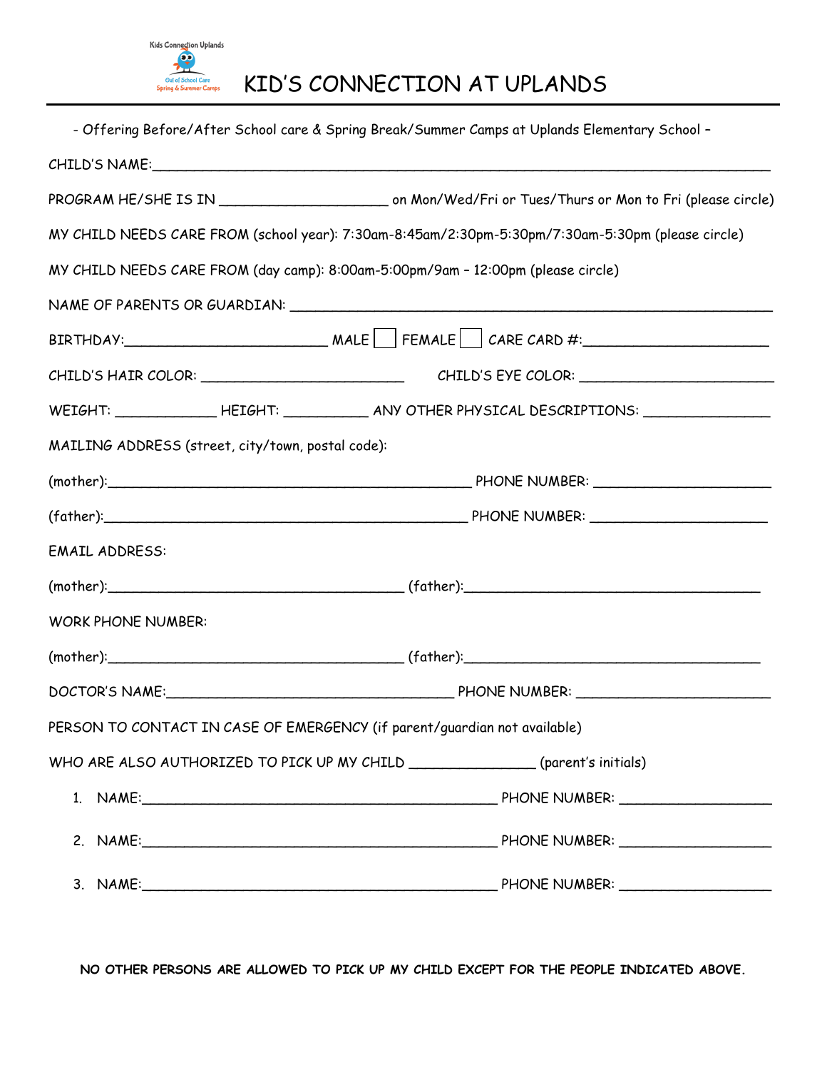Kids Connection Uplands
Out of School Care
Spring & Summer Camps

# KID'S CONNECTION AT UPLANDS

- Offering Before/After School care & Spring Break/Summer Camps at Uplands Elementary School –

CHILD'S NAME:_______________________________________________________________________________

PROGRAM HE/SHE IS IN _____________________ on Mon/Wed/Fri or Tues/Thurs or Mon to Fri (please circle)

MY CHILD NEEDS CARE FROM (school year): 7:30am-8:45am/2:30pm-5:30pm/7:30am-5:30pm (please circle)

MY CHILD NEEDS CARE FROM (day camp): 8:00am-5:00pm/9am – 12:00pm (please circle)

NAME OF PARENTS OR GUARDIAN: ____________________________________________________________

BIRTHDAY:_________________________ MALE ☐ FEMALE ☐ CARE CARD #:_______________________

CHILD'S HAIR COLOR: _________________________ CHILD'S EYE COLOR: _______________________

WEIGHT: ____________ HEIGHT: __________ ANY OTHER PHYSICAL DESCRIPTIONS: _______________

MAILING ADDRESS (street, city/town, postal code):

(mother):_____________________________________________ PHONE NUMBER: ______________________

(father):_____________________________________________ PHONE NUMBER: ______________________

EMAIL ADDRESS:

(mother):____________________________________ (father):____________________________________

WORK PHONE NUMBER:

(mother):____________________________________ (father):____________________________________

DOCTOR'S NAME:____________________________________ PHONE NUMBER: _______________________

PERSON TO CONTACT IN CASE OF EMERGENCY (if parent/guardian not available)

WHO ARE ALSO AUTHORIZED TO PICK UP MY CHILD _______________ (parent's initials)

1. NAME:____________________________________________ PHONE NUMBER: ___________________
2. NAME:____________________________________________ PHONE NUMBER: ___________________
3. NAME:____________________________________________ PHONE NUMBER: ___________________

**NO OTHER PERSONS ARE ALLOWED TO PICK UP MY CHILD EXCEPT FOR THE PEOPLE INDICATED ABOVE.**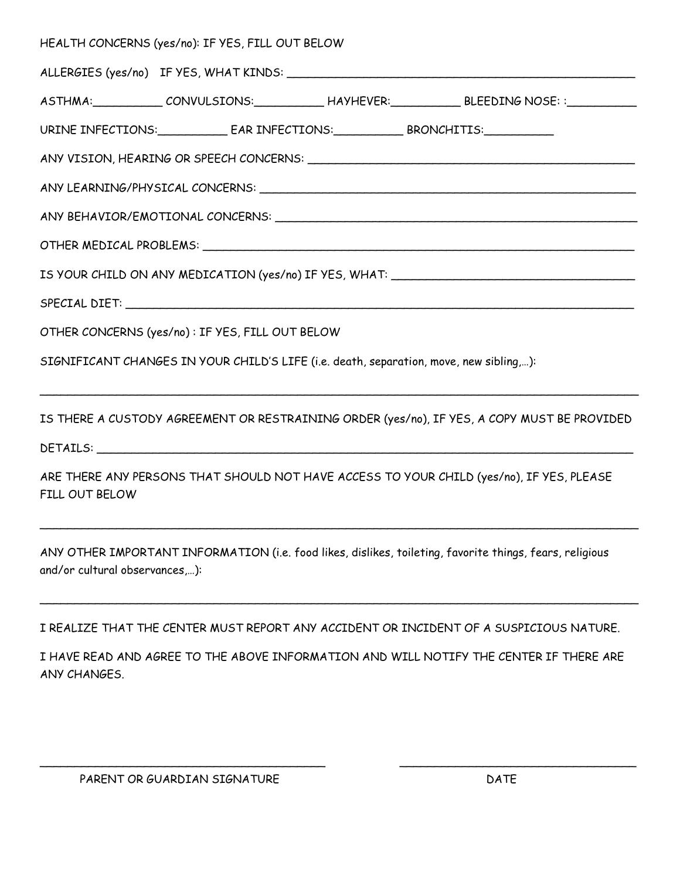HEALTH CONCERNS (yes/no): IF YES, FILL OUT BELOW

ALLERGIES (yes/no) IF YES, WHAT KINDS: ___________________________________________________

ASTHMA:__________ CONVULSIONS:__________ HAYHEVER:__________ BLEEDING NOSE: :__________

URINE INFECTIONS:__________ EAR INFECTIONS:__________ BRONCHITIS:__________

ANY VISION, HEARING OR SPEECH CONCERNS: ______________________________________________

ANY LEARNING/PHYSICAL CONCERNS: ____________________________________________________

ANY BEHAVIOR/EMOTIONAL CONCERNS: ___________________________________________________

OTHER MEDICAL PROBLEMS: ________________________________________________________

IS YOUR CHILD ON ANY MEDICATION (yes/no) IF YES, WHAT: _________________________________

SPECIAL DIET: ______________________________________________________________________

OTHER CONCERNS (yes/no) : IF YES, FILL OUT BELOW

SIGNIFICANT CHANGES IN YOUR CHILD'S LIFE (i.e. death, separation, move, new sibling,…):

_____________________________________________________________________________________

IS THERE A CUSTODY AGREEMENT OR RESTRAINING ORDER (yes/no), IF YES, A COPY MUST BE PROVIDED

DETAILS: ___________________________________________________________________________

ARE THERE ANY PERSONS THAT SHOULD NOT HAVE ACCESS TO YOUR CHILD (yes/no), IF YES, PLEASE FILL OUT BELOW

_____________________________________________________________________________________

ANY OTHER IMPORTANT INFORMATION (i.e. food likes, dislikes, toileting, favorite things, fears, religious and/or cultural observances,…):

_____________________________________________________________________________________

I REALIZE THAT THE CENTER MUST REPORT ANY ACCIDENT OR INCIDENT OF A SUSPICIOUS NATURE.

I HAVE READ AND AGREE TO THE ABOVE INFORMATION AND WILL NOTIFY THE CENTER IF THERE ARE ANY CHANGES.

_____________________________________ _____________________________

PARENT OR GUARDIAN SIGNATURE DATE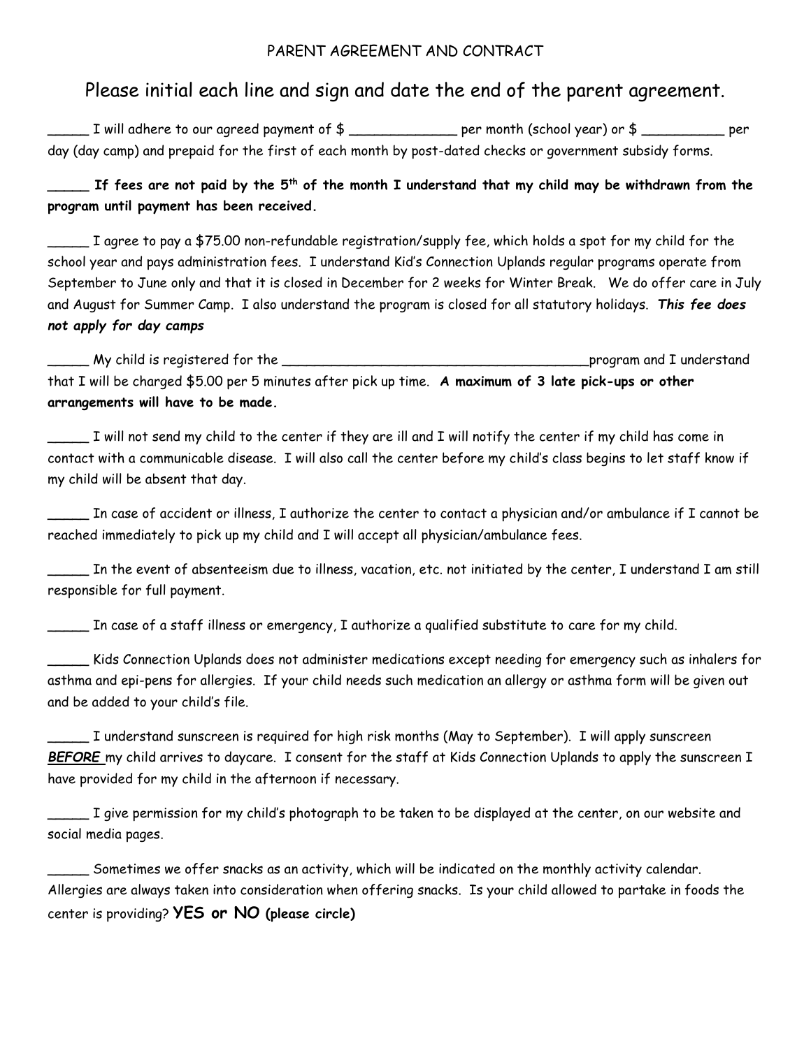PARENT AGREEMENT AND CONTRACT

## Please initial each line and sign and date the end of the parent agreement.

_____ I will adhere to our agreed payment of $ _____________ per month (school year) or $ __________ per day (day camp) and prepaid for the first of each month by post-dated checks or government subsidy forms.

**_____ If fees are not paid by the 5th of the month I understand that my child may be withdrawn from the program until payment has been received.**

_____ I agree to pay a $75.00 non-refundable registration/supply fee, which holds a spot for my child for the school year and pays administration fees. I understand Kid's Connection Uplands regular programs operate from September to June only and that it is closed in December for 2 weeks for Winter Break. We do offer care in July and August for Summer Camp. I also understand the program is closed for all statutory holidays. ***This fee does not apply for day camps***

_____ My child is registered for the _______________________________________program and I understand that I will be charged $5.00 per 5 minutes after pick up time. **A maximum of 3 late pick-ups or other arrangements will have to be made.**

_____ I will not send my child to the center if they are ill and I will notify the center if my child has come in contact with a communicable disease. I will also call the center before my child's class begins to let staff know if my child will be absent that day.

_____ In case of accident or illness, I authorize the center to contact a physician and/or ambulance if I cannot be reached immediately to pick up my child and I will accept all physician/ambulance fees.

_____ In the event of absenteeism due to illness, vacation, etc. not initiated by the center, I understand I am still responsible for full payment.

_____ In case of a staff illness or emergency, I authorize a qualified substitute to care for my child.

_____ Kids Connection Uplands does not administer medications except needing for emergency such as inhalers for asthma and epi-pens for allergies. If your child needs such medication an allergy or asthma form will be given out and be added to your child's file.

_____ I understand sunscreen is required for high risk months (May to September). I will apply sunscreen ***BEFORE*** my child arrives to daycare. I consent for the staff at Kids Connection Uplands to apply the sunscreen I have provided for my child in the afternoon if necessary.

_____ I give permission for my child's photograph to be taken to be displayed at the center, on our website and social media pages.

_____ Sometimes we offer snacks as an activity, which will be indicated on the monthly activity calendar. Allergies are always taken into consideration when offering snacks. Is your child allowed to partake in foods the center is providing? **YES or NO (please circle)**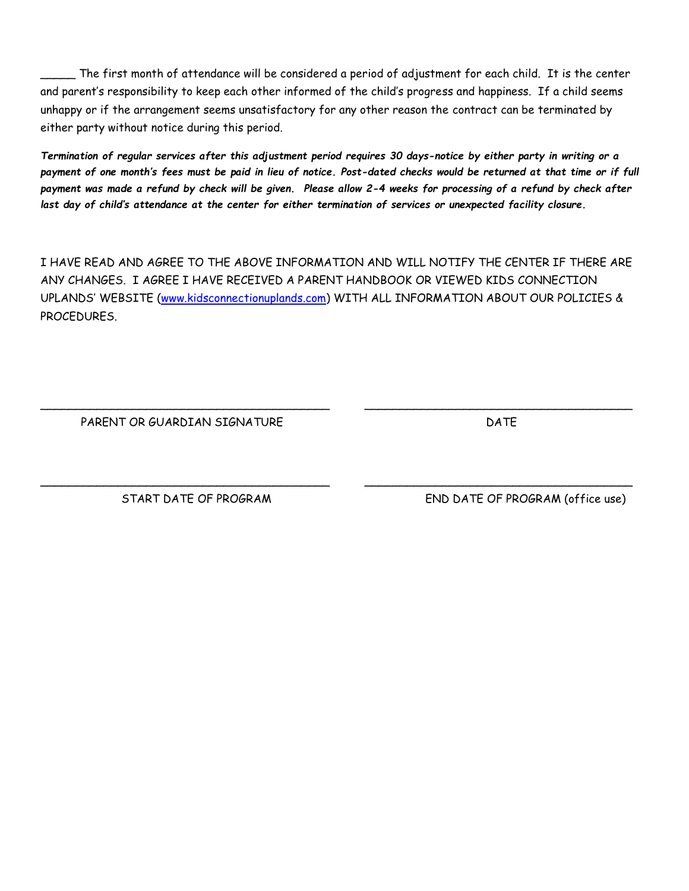_____ The first month of attendance will be considered a period of adjustment for each child. It is the center and parent's responsibility to keep each other informed of the child's progress and happiness. If a child seems unhappy or if the arrangement seems unsatisfactory for any other reason the contract can be terminated by either party without notice during this period.

***Termination of regular services after this adjustment period requires 30 days-notice by either party in writing or a payment of one month's fees must be paid in lieu of notice. Post-dated checks would be returned at that time or if full payment was made a refund by check will be given. Please allow 2-4 weeks for processing of a refund by check after last day of child's attendance at the center for either termination of services or unexpected facility closure.***

I HAVE READ AND AGREE TO THE ABOVE INFORMATION AND WILL NOTIFY THE CENTER IF THERE ARE ANY CHANGES. I AGREE I HAVE RECEIVED A PARENT HANDBOOK OR VIEWED KIDS CONNECTION UPLANDS' WEBSITE (www.kidsconnectionuplands.com) WITH ALL INFORMATION ABOUT OUR POLICIES & PROCEDURES.

_________________________________________ _______________________________________

PARENT OR GUARDIAN SIGNATURE DATE

_________________________________________ _______________________________________

START DATE OF PROGRAM END DATE OF PROGRAM (office use)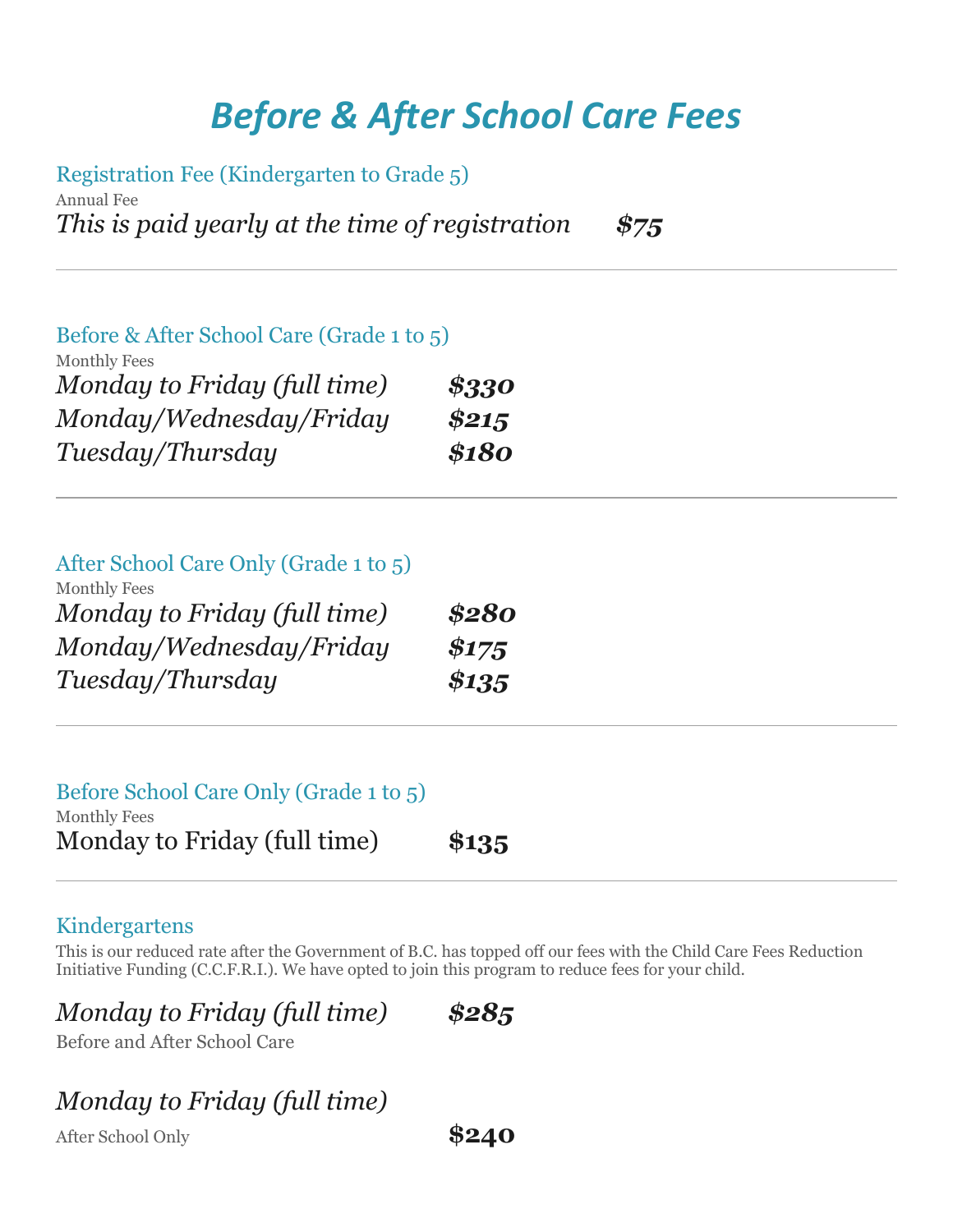# *Before & After School Care Fees*

## Registration Fee (Kindergarten to Grade 5)

Annual Fee

*This is paid yearly at the time of registration* ***$75***

---

## Before & After School Care (Grade 1 to 5)

Monthly Fees

*Monday to Friday (full time)* ***$330***

*Monday/Wednesday/Friday* ***$215***

*Tuesday/Thursday* ***$180***

---

## After School Care Only (Grade 1 to 5)

Monthly Fees

*Monday to Friday (full time)* ***$280***

*Monday/Wednesday/Friday* ***$175***

*Tuesday/Thursday* ***$135***

---

## Before School Care Only (Grade 1 to 5)

Monthly Fees

Monday to Friday (full time) **$135**

---

## Kindergartens

This is our reduced rate after the Government of B.C. has topped off our fees with the Child Care Fees Reduction Initiative Funding (C.C.F.R.I.). We have opted to join this program to reduce fees for your child.

*Monday to Friday (full time)* ***$285***

Before and After School Care

*Monday to Friday (full time)*

After School Only **$240**